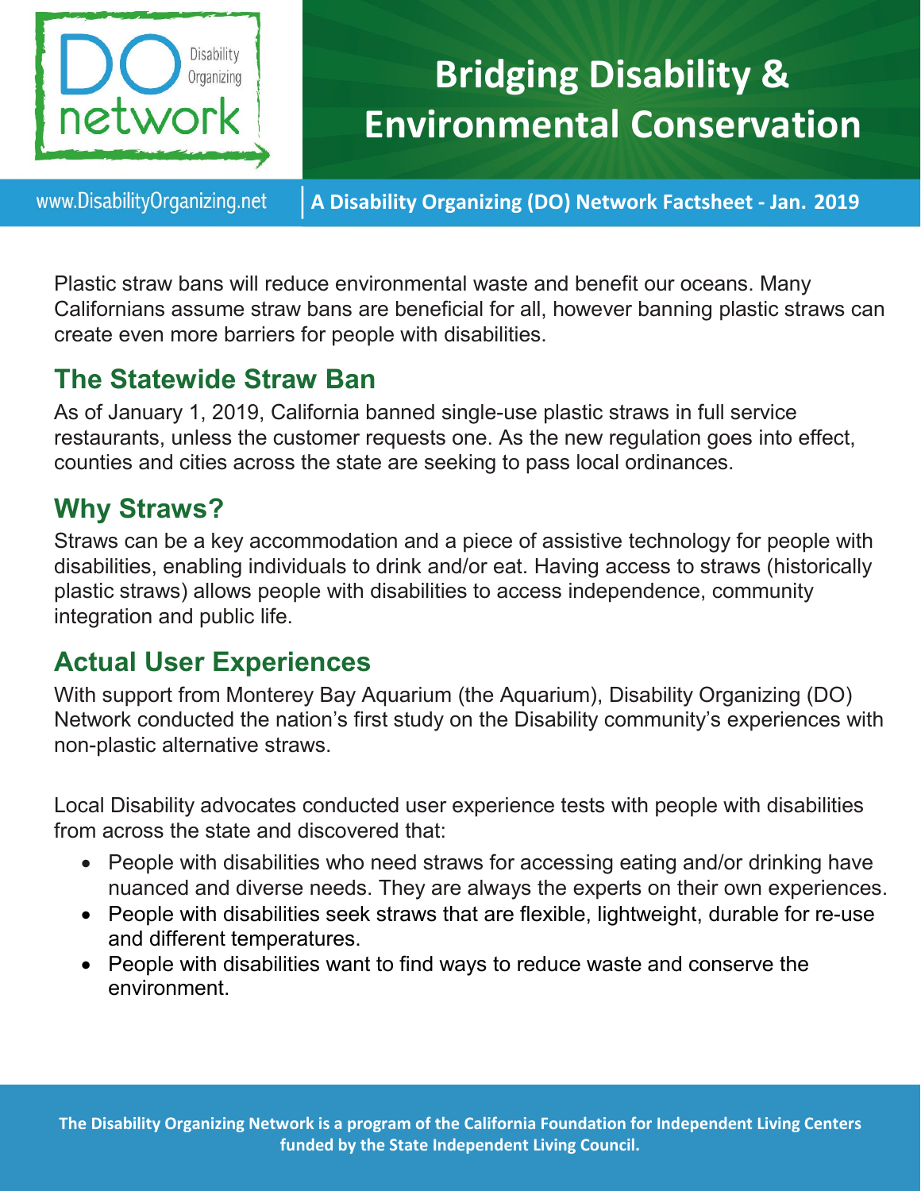# Bridging Disability & Environmental Conservation

www.DisabilityOrganizing.net | **A Disability Organizing (DO) Network Factsheet - Jan. 2019**

Plastic straw bans will reduce environmental waste and benefit our oceans. Many Californians assume straw bans are beneficial for all, however banning plastic straws can create even more barriers for people with disabilities.

## The Statewide Straw Ban

As of January 1, 2019, California banned single-use plastic straws in full service restaurants, unless the customer requests one. As the new regulation goes into effect, counties and cities across the state are seeking to pass local ordinances.

## Why Straws?

Straws can be a key accommodation and a piece of assistive technology for people with disabilities, enabling individuals to drink and/or eat. Having access to straws (historically plastic straws) allows people with disabilities to access independence, community integration and public life.

## Actual User Experiences

With support from Monterey Bay Aquarium (the Aquarium), Disability Organizing (DO) Network conducted the nation's first study on the Disability community's experiences with non-plastic alternative straws.

Local Disability advocates conducted user experience tests with people with disabilities from across the state and discovered that:

- People with disabilities who need straws for accessing eating and/or drinking have nuanced and diverse needs. They are always the experts on their own experiences.
- People with disabilities seek straws that are flexible, lightweight, durable for re-use and different temperatures.
- People with disabilities want to find ways to reduce waste and conserve the environment.

**The Disability Organizing Network is a program of the California Foundation for Independent Living Centers funded by the State Independent Living Council.**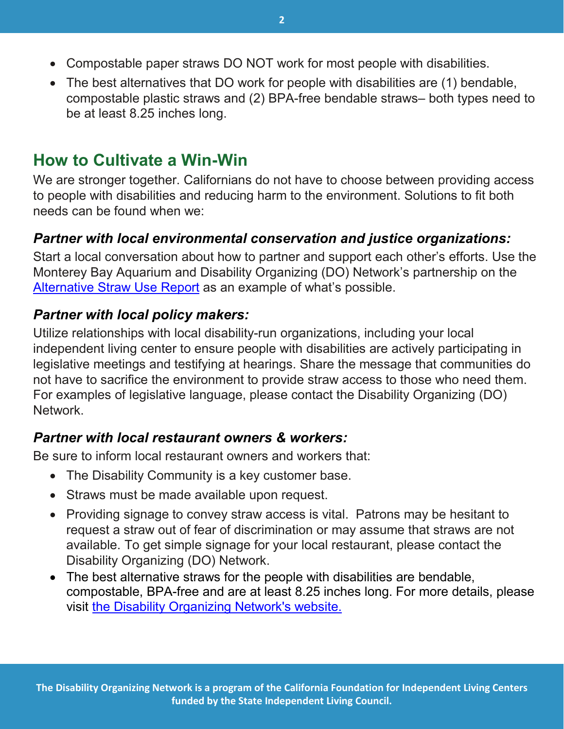- Compostable paper straws DO NOT work for most people with disabilities.
- The best alternatives that DO work for people with disabilities are (1) bendable, compostable plastic straws and (2) BPA-free bendable straws– both types need to be at least 8.25 inches long.

## How to Cultivate a Win-Win

We are stronger together. Californians do not have to choose between providing access to people with disabilities and reducing harm to the environment. Solutions to fit both needs can be found when we:

### *Partner with local environmental conservation and justice organizations:*

Start a local conversation about how to partner and support each other's efforts. Use the Monterey Bay Aquarium and Disability Organizing (DO) Network's partnership on the Alternative Straw Use Report as an example of what's possible.

### *Partner with local policy makers:*

Utilize relationships with local disability-run organizations, including your local independent living center to ensure people with disabilities are actively participating in legislative meetings and testifying at hearings. Share the message that communities do not have to sacrifice the environment to provide straw access to those who need them. For examples of legislative language, please contact the Disability Organizing (DO) Network.

### *Partner with local restaurant owners & workers:*

Be sure to inform local restaurant owners and workers that:

- The Disability Community is a key customer base.
- Straws must be made available upon request.
- Providing signage to convey straw access is vital. Patrons may be hesitant to request a straw out of fear of discrimination or may assume that straws are not available. To get simple signage for your local restaurant, please contact the Disability Organizing (DO) Network.
- The best alternative straws for the people with disabilities are bendable, compostable, BPA-free and are at least 8.25 inches long. For more details, please visit the Disability Organizing Network's website.

**The Disability Organizing Network is a program of the California Foundation for Independent Living Centers funded by the State Independent Living Council.**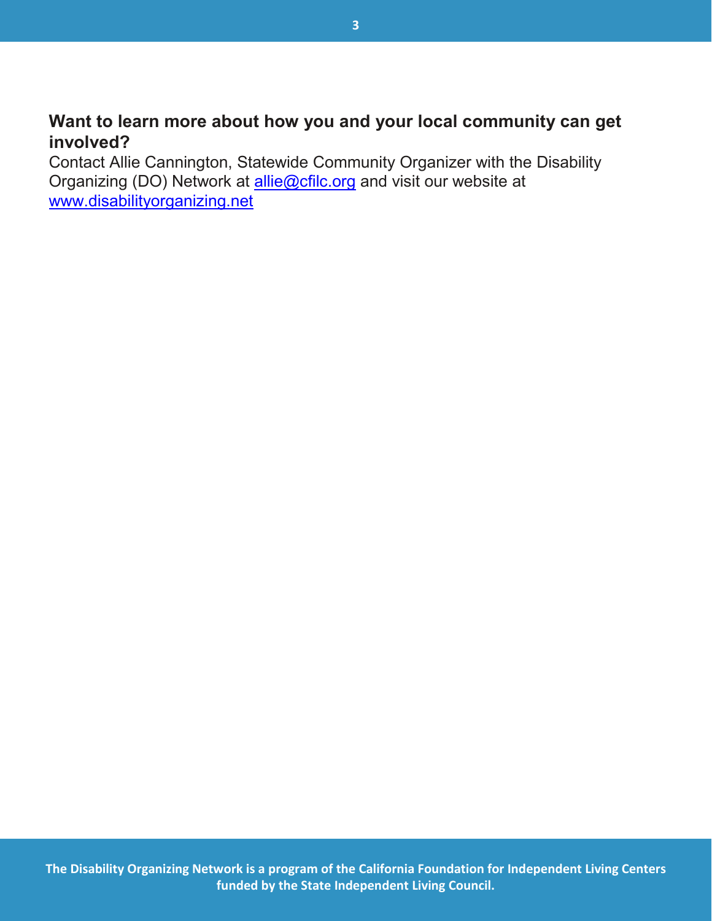**Want to learn more about how you and your local community can get involved?**

Contact Allie Cannington, Statewide Community Organizer with the Disability Organizing (DO) Network at [allie@cfilc.org](mailto:allie@cfilc.org) and visit our website at [www.disabilityorganizing.net](http://www.disabilityorganizing.net)

**The Disability Organizing Network is a program of the California Foundation for Independent Living Centers funded by the State Independent Living Council.**